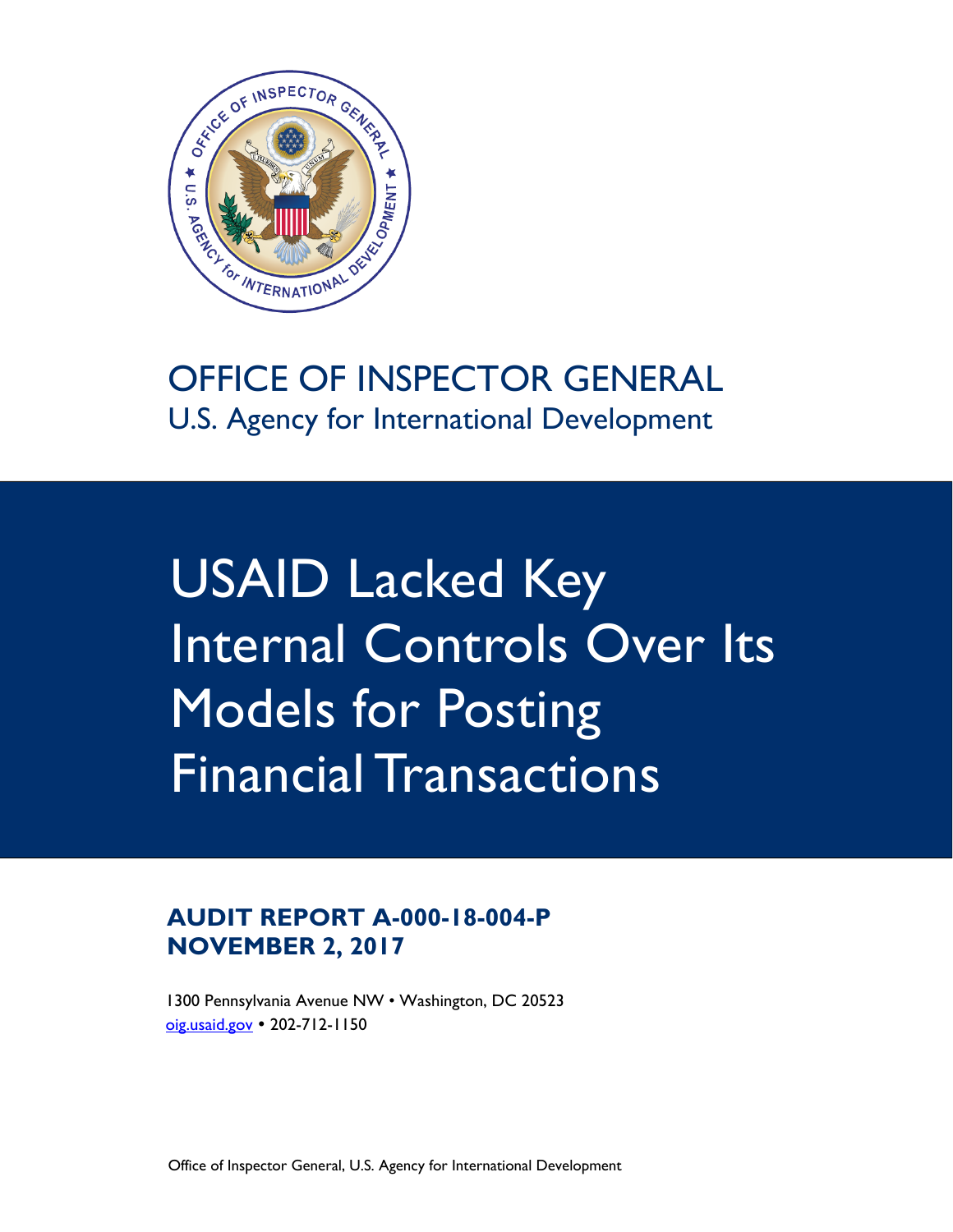OFFICE OF INSPECTOR GENERAL

U.S. Agency for International Development

# USAID Lacked Key Internal Controls Over Its Models for Posting Financial Transactions

**AUDIT REPORT A-000-18-004-P**
**NOVEMBER 2, 2017**

1300 Pennsylvania Avenue NW • Washington, DC 20523
oig.usaid.gov • 202-712-1150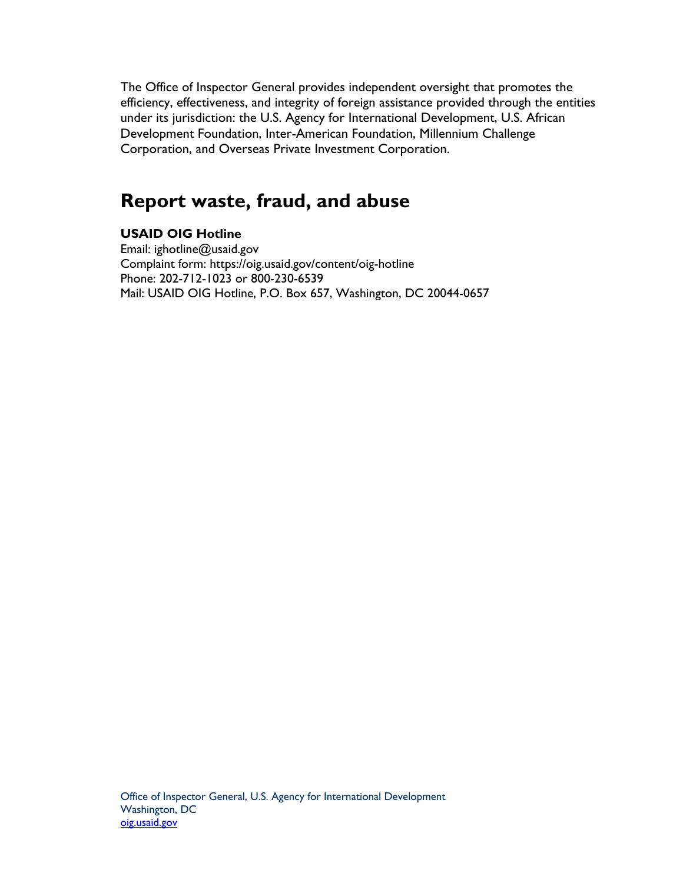The Office of Inspector General provides independent oversight that promotes the efficiency, effectiveness, and integrity of foreign assistance provided through the entities under its jurisdiction: the U.S. Agency for International Development, U.S. African Development Foundation, Inter-American Foundation, Millennium Challenge Corporation, and Overseas Private Investment Corporation.

## Report waste, fraud, and abuse

**USAID OIG Hotline**
Email: ighotline@usaid.gov
Complaint form: https://oig.usaid.gov/content/oig-hotline
Phone: 202-712-1023 or 800-230-6539
Mail: USAID OIG Hotline, P.O. Box 657, Washington, DC 20044-0657

Office of Inspector General, U.S. Agency for International Development
Washington, DC
oig.usaid.gov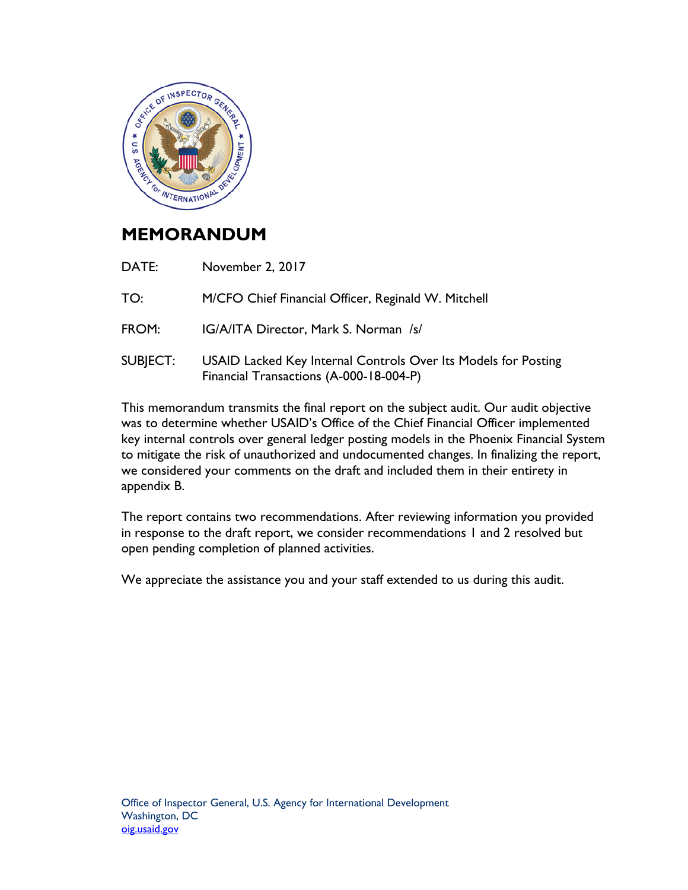# MEMORANDUM

DATE: November 2, 2017

TO: M/CFO Chief Financial Officer, Reginald W. Mitchell

FROM: IG/A/ITA Director, Mark S. Norman /s/

SUBJECT: USAID Lacked Key Internal Controls Over Its Models for Posting Financial Transactions (A-000-18-004-P)

This memorandum transmits the final report on the subject audit. Our audit objective was to determine whether USAID's Office of the Chief Financial Officer implemented key internal controls over general ledger posting models in the Phoenix Financial System to mitigate the risk of unauthorized and undocumented changes. In finalizing the report, we considered your comments on the draft and included them in their entirety in appendix B.

The report contains two recommendations. After reviewing information you provided in response to the draft report, we consider recommendations 1 and 2 resolved but open pending completion of planned activities.

We appreciate the assistance you and your staff extended to us during this audit.

Office of Inspector General, U.S. Agency for International Development
Washington, DC
oig.usaid.gov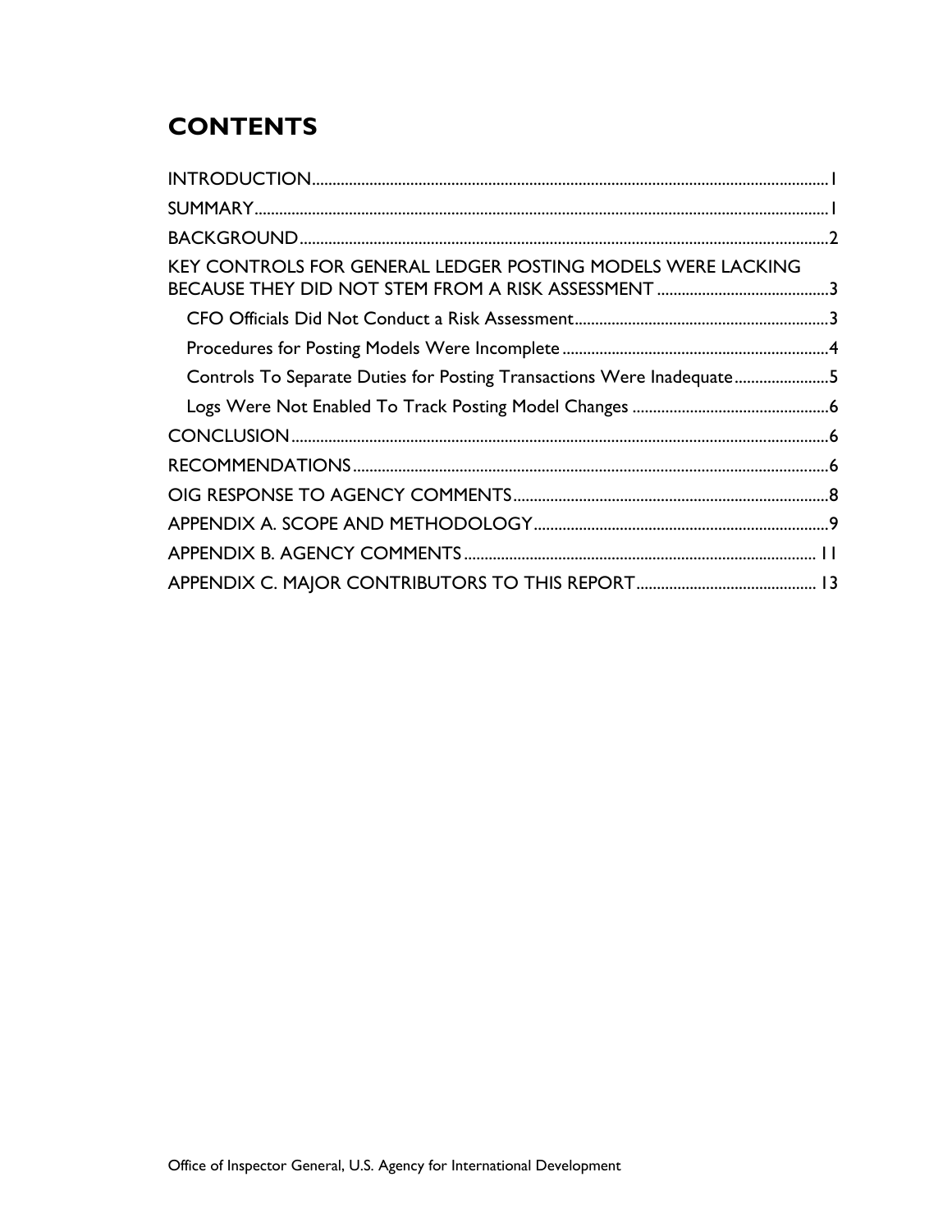# CONTENTS

INTRODUCTION ........................................................................................................................ 1

SUMMARY ................................................................................................................................ 1

BACKGROUND ........................................................................................................................ 2

KEY CONTROLS FOR GENERAL LEDGER POSTING MODELS WERE LACKING BECAUSE THEY DID NOT STEM FROM A RISK ASSESSMENT ........................................ 3

- CFO Officials Did Not Conduct a Risk Assessment ........................................................ 3
- Procedures for Posting Models Were Incomplete ........................................................... 4
- Controls To Separate Duties for Posting Transactions Were Inadequate ....................... 5
- Logs Were Not Enabled To Track Posting Model Changes ............................................ 6

CONCLUSION ........................................................................................................................... 6

RECOMMENDATIONS ............................................................................................................. 6

OIG RESPONSE TO AGENCY COMMENTS .......................................................................... 8

APPENDIX A. SCOPE AND METHODOLOGY ....................................................................... 9

APPENDIX B. AGENCY COMMENTS .................................................................................... 11

APPENDIX C. MAJOR CONTRIBUTORS TO THIS REPORT ............................................ 13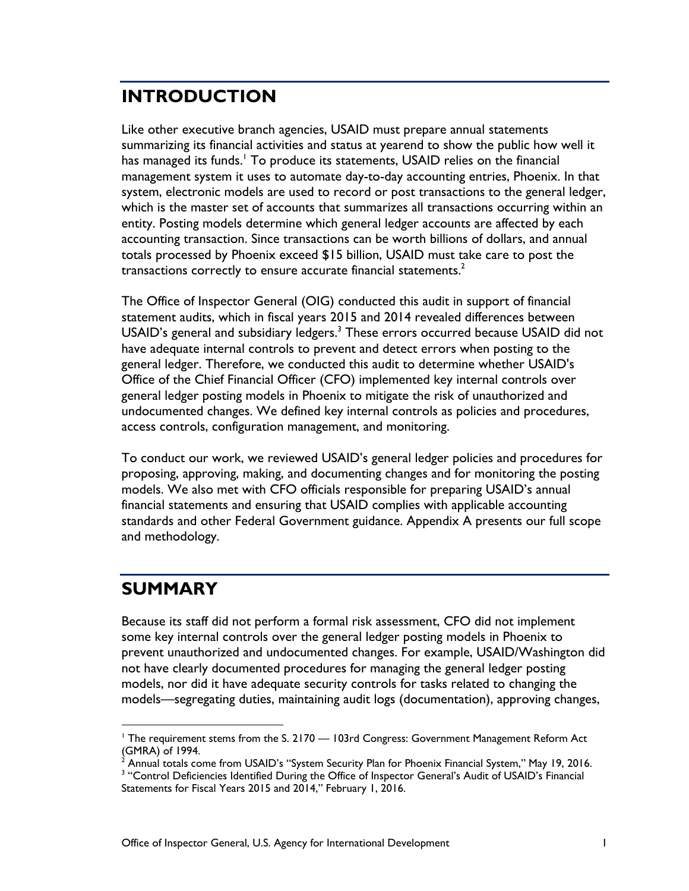## INTRODUCTION

Like other executive branch agencies, USAID must prepare annual statements summarizing its financial activities and status at yearend to show the public how well it has managed its funds.[1] To produce its statements, USAID relies on the financial management system it uses to automate day-to-day accounting entries, Phoenix. In that system, electronic models are used to record or post transactions to the general ledger, which is the master set of accounts that summarizes all transactions occurring within an entity. Posting models determine which general ledger accounts are affected by each accounting transaction. Since transactions can be worth billions of dollars, and annual totals processed by Phoenix exceed $15 billion, USAID must take care to post the transactions correctly to ensure accurate financial statements.[2]

The Office of Inspector General (OIG) conducted this audit in support of financial statement audits, which in fiscal years 2015 and 2014 revealed differences between USAID's general and subsidiary ledgers.[3] These errors occurred because USAID did not have adequate internal controls to prevent and detect errors when posting to the general ledger. Therefore, we conducted this audit to determine whether USAID's Office of the Chief Financial Officer (CFO) implemented key internal controls over general ledger posting models in Phoenix to mitigate the risk of unauthorized and undocumented changes. We defined key internal controls as policies and procedures, access controls, configuration management, and monitoring.

To conduct our work, we reviewed USAID's general ledger policies and procedures for proposing, approving, making, and documenting changes and for monitoring the posting models. We also met with CFO officials responsible for preparing USAID's annual financial statements and ensuring that USAID complies with applicable accounting standards and other Federal Government guidance. Appendix A presents our full scope and methodology.

## SUMMARY

Because its staff did not perform a formal risk assessment, CFO did not implement some key internal controls over the general ledger posting models in Phoenix to prevent unauthorized and undocumented changes. For example, USAID/Washington did not have clearly documented procedures for managing the general ledger posting models, nor did it have adequate security controls for tasks related to changing the models—segregating duties, maintaining audit logs (documentation), approving changes,

---

[1] The requirement stems from the S. 2170 — 103rd Congress: Government Management Reform Act (GMRA) of 1994.

[2] Annual totals come from USAID's "System Security Plan for Phoenix Financial System," May 19, 2016.

[3] "Control Deficiencies Identified During the Office of Inspector General's Audit of USAID's Financial Statements for Fiscal Years 2015 and 2014," February 1, 2016.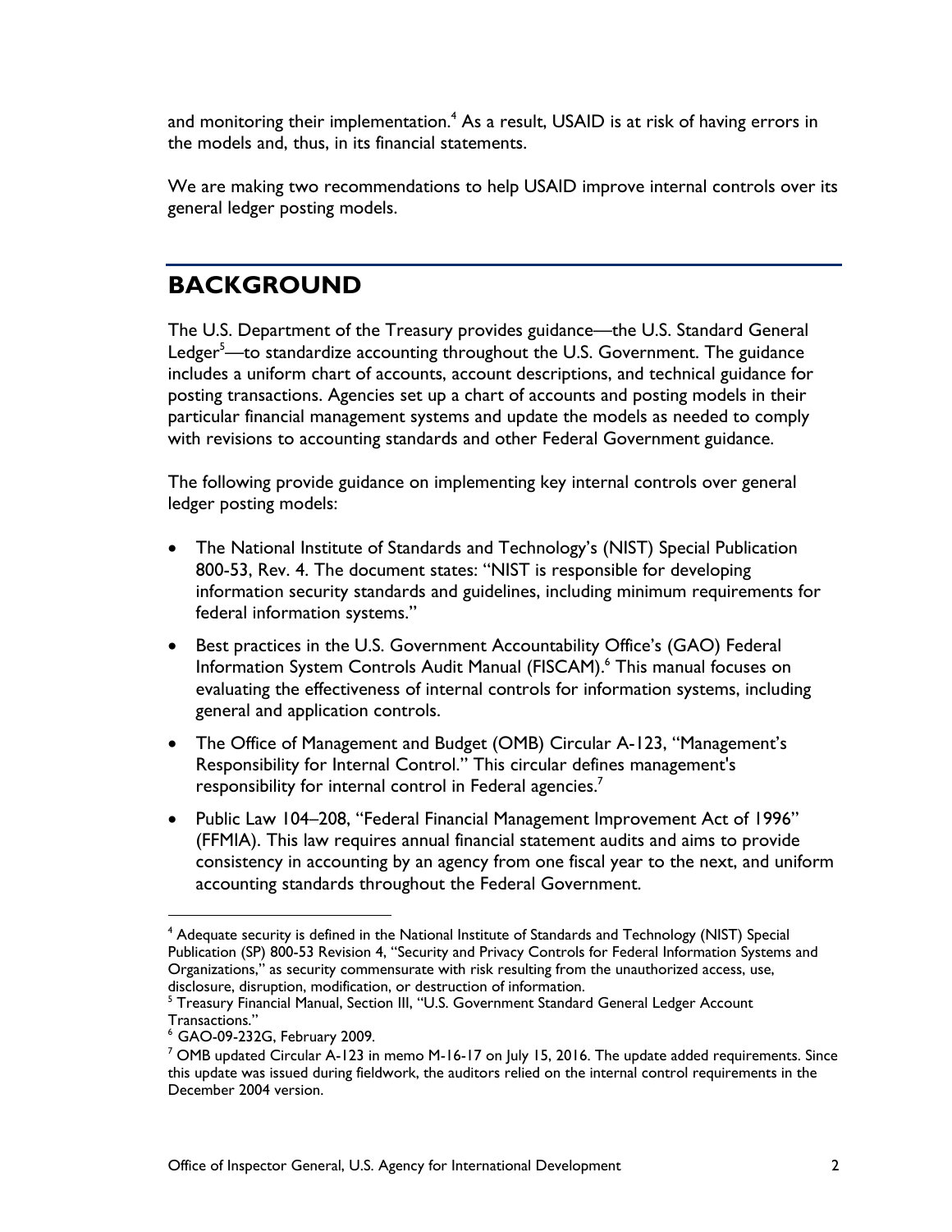and monitoring their implementation.[4] As a result, USAID is at risk of having errors in the models and, thus, in its financial statements.

We are making two recommendations to help USAID improve internal controls over its general ledger posting models.

## BACKGROUND

The U.S. Department of the Treasury provides guidance—the U.S. Standard General Ledger[5]—to standardize accounting throughout the U.S. Government. The guidance includes a uniform chart of accounts, account descriptions, and technical guidance for posting transactions. Agencies set up a chart of accounts and posting models in their particular financial management systems and update the models as needed to comply with revisions to accounting standards and other Federal Government guidance.

The following provide guidance on implementing key internal controls over general ledger posting models:

- The National Institute of Standards and Technology's (NIST) Special Publication 800-53, Rev. 4. The document states: "NIST is responsible for developing information security standards and guidelines, including minimum requirements for federal information systems."
- Best practices in the U.S. Government Accountability Office's (GAO) Federal Information System Controls Audit Manual (FISCAM).[6] This manual focuses on evaluating the effectiveness of internal controls for information systems, including general and application controls.
- The Office of Management and Budget (OMB) Circular A-123, "Management's Responsibility for Internal Control." This circular defines management's responsibility for internal control in Federal agencies.[7]
- Public Law 104–208, "Federal Financial Management Improvement Act of 1996" (FFMIA). This law requires annual financial statement audits and aims to provide consistency in accounting by an agency from one fiscal year to the next, and uniform accounting standards throughout the Federal Government.

---

[4] Adequate security is defined in the National Institute of Standards and Technology (NIST) Special Publication (SP) 800-53 Revision 4, "Security and Privacy Controls for Federal Information Systems and Organizations," as security commensurate with risk resulting from the unauthorized access, use, disclosure, disruption, modification, or destruction of information.

[5] Treasury Financial Manual, Section III, "U.S. Government Standard General Ledger Account Transactions."

[6] GAO-09-232G, February 2009.

[7] OMB updated Circular A-123 in memo M-16-17 on July 15, 2016. The update added requirements. Since this update was issued during fieldwork, the auditors relied on the internal control requirements in the December 2004 version.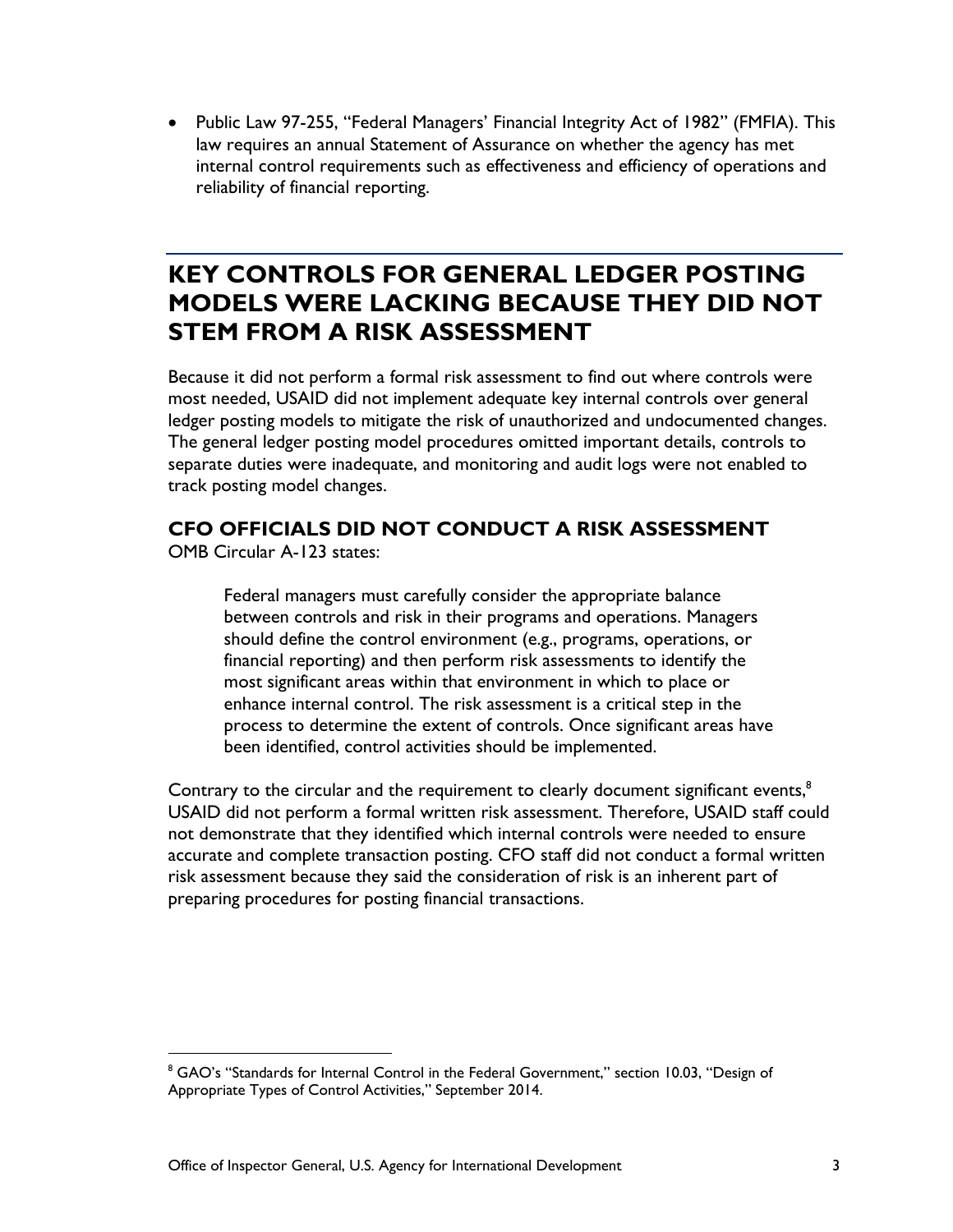- Public Law 97-255, "Federal Managers' Financial Integrity Act of 1982" (FMFIA). This law requires an annual Statement of Assurance on whether the agency has met internal control requirements such as effectiveness and efficiency of operations and reliability of financial reporting.

## KEY CONTROLS FOR GENERAL LEDGER POSTING MODELS WERE LACKING BECAUSE THEY DID NOT STEM FROM A RISK ASSESSMENT

Because it did not perform a formal risk assessment to find out where controls were most needed, USAID did not implement adequate key internal controls over general ledger posting models to mitigate the risk of unauthorized and undocumented changes. The general ledger posting model procedures omitted important details, controls to separate duties were inadequate, and monitoring and audit logs were not enabled to track posting model changes.

### CFO OFFICIALS DID NOT CONDUCT A RISK ASSESSMENT

OMB Circular A-123 states:

> Federal managers must carefully consider the appropriate balance between controls and risk in their programs and operations. Managers should define the control environment (e.g., programs, operations, or financial reporting) and then perform risk assessments to identify the most significant areas within that environment in which to place or enhance internal control. The risk assessment is a critical step in the process to determine the extent of controls. Once significant areas have been identified, control activities should be implemented.

Contrary to the circular and the requirement to clearly document significant events,[8] USAID did not perform a formal written risk assessment. Therefore, USAID staff could not demonstrate that they identified which internal controls were needed to ensure accurate and complete transaction posting. CFO staff did not conduct a formal written risk assessment because they said the consideration of risk is an inherent part of preparing procedures for posting financial transactions.

[8] GAO's "Standards for Internal Control in the Federal Government," section 10.03, "Design of Appropriate Types of Control Activities," September 2014.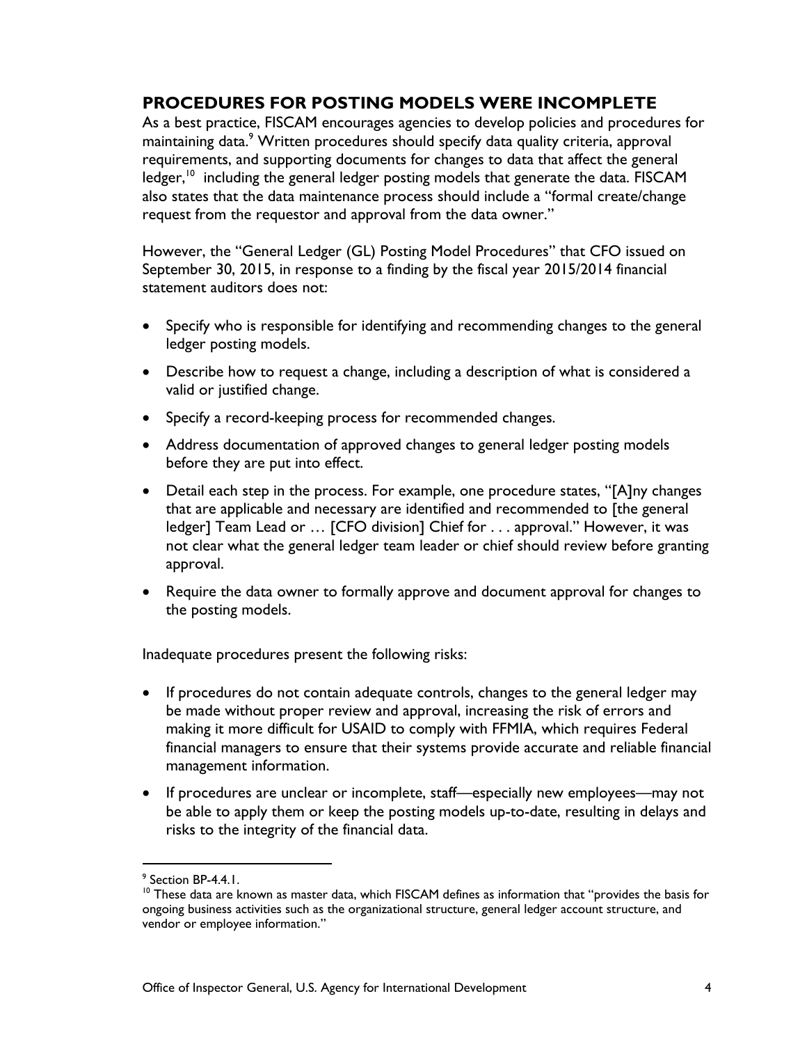## PROCEDURES FOR POSTING MODELS WERE INCOMPLETE

As a best practice, FISCAM encourages agencies to develop policies and procedures for maintaining data.[9] Written procedures should specify data quality criteria, approval requirements, and supporting documents for changes to data that affect the general ledger,[10] including the general ledger posting models that generate the data. FISCAM also states that the data maintenance process should include a "formal create/change request from the requestor and approval from the data owner."

However, the "General Ledger (GL) Posting Model Procedures" that CFO issued on September 30, 2015, in response to a finding by the fiscal year 2015/2014 financial statement auditors does not:

- Specify who is responsible for identifying and recommending changes to the general ledger posting models.
- Describe how to request a change, including a description of what is considered a valid or justified change.
- Specify a record-keeping process for recommended changes.
- Address documentation of approved changes to general ledger posting models before they are put into effect.
- Detail each step in the process. For example, one procedure states, "[A]ny changes that are applicable and necessary are identified and recommended to [the general ledger] Team Lead or … [CFO division] Chief for . . . approval." However, it was not clear what the general ledger team leader or chief should review before granting approval.
- Require the data owner to formally approve and document approval for changes to the posting models.

Inadequate procedures present the following risks:

- If procedures do not contain adequate controls, changes to the general ledger may be made without proper review and approval, increasing the risk of errors and making it more difficult for USAID to comply with FFMIA, which requires Federal financial managers to ensure that their systems provide accurate and reliable financial management information.
- If procedures are unclear or incomplete, staff—especially new employees—may not be able to apply them or keep the posting models up-to-date, resulting in delays and risks to the integrity of the financial data.

---

[9] Section BP-4.4.1.

[10] These data are known as master data, which FISCAM defines as information that "provides the basis for ongoing business activities such as the organizational structure, general ledger account structure, and vendor or employee information."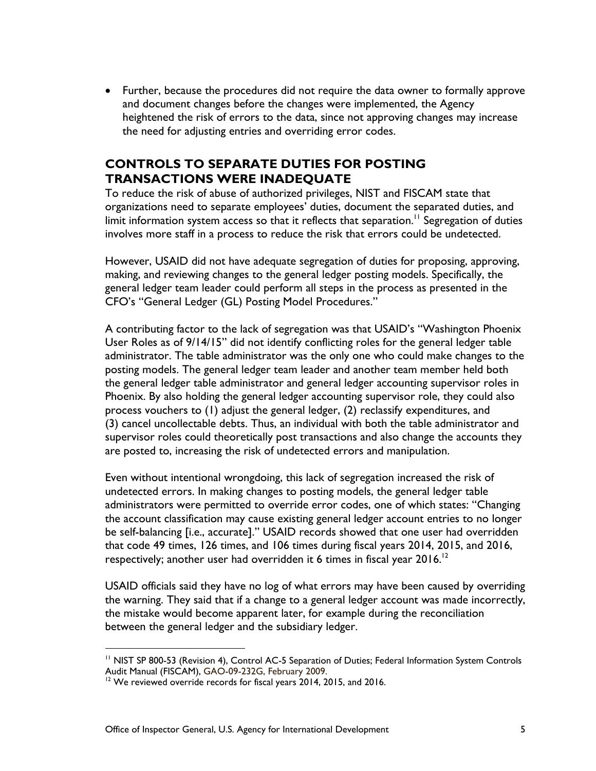- Further, because the procedures did not require the data owner to formally approve and document changes before the changes were implemented, the Agency heightened the risk of errors to the data, since not approving changes may increase the need for adjusting entries and overriding error codes.

## CONTROLS TO SEPARATE DUTIES FOR POSTING TRANSACTIONS WERE INADEQUATE

To reduce the risk of abuse of authorized privileges, NIST and FISCAM state that organizations need to separate employees' duties, document the separated duties, and limit information system access so that it reflects that separation.[11] Segregation of duties involves more staff in a process to reduce the risk that errors could be undetected.

However, USAID did not have adequate segregation of duties for proposing, approving, making, and reviewing changes to the general ledger posting models. Specifically, the general ledger team leader could perform all steps in the process as presented in the CFO's "General Ledger (GL) Posting Model Procedures."

A contributing factor to the lack of segregation was that USAID's "Washington Phoenix User Roles as of 9/14/15" did not identify conflicting roles for the general ledger table administrator. The table administrator was the only one who could make changes to the posting models. The general ledger team leader and another team member held both the general ledger table administrator and general ledger accounting supervisor roles in Phoenix. By also holding the general ledger accounting supervisor role, they could also process vouchers to (1) adjust the general ledger, (2) reclassify expenditures, and (3) cancel uncollectable debts. Thus, an individual with both the table administrator and supervisor roles could theoretically post transactions and also change the accounts they are posted to, increasing the risk of undetected errors and manipulation.

Even without intentional wrongdoing, this lack of segregation increased the risk of undetected errors. In making changes to posting models, the general ledger table administrators were permitted to override error codes, one of which states: "Changing the account classification may cause existing general ledger account entries to no longer be self-balancing [i.e., accurate]." USAID records showed that one user had overridden that code 49 times, 126 times, and 106 times during fiscal years 2014, 2015, and 2016, respectively; another user had overridden it 6 times in fiscal year 2016.[12]

USAID officials said they have no log of what errors may have been caused by overriding the warning. They said that if a change to a general ledger account was made incorrectly, the mistake would become apparent later, for example during the reconciliation between the general ledger and the subsidiary ledger.

---

[11] NIST SP 800-53 (Revision 4), Control AC-5 Separation of Duties; Federal Information System Controls Audit Manual (FISCAM), GAO-09-232G, February 2009.

[12] We reviewed override records for fiscal years 2014, 2015, and 2016.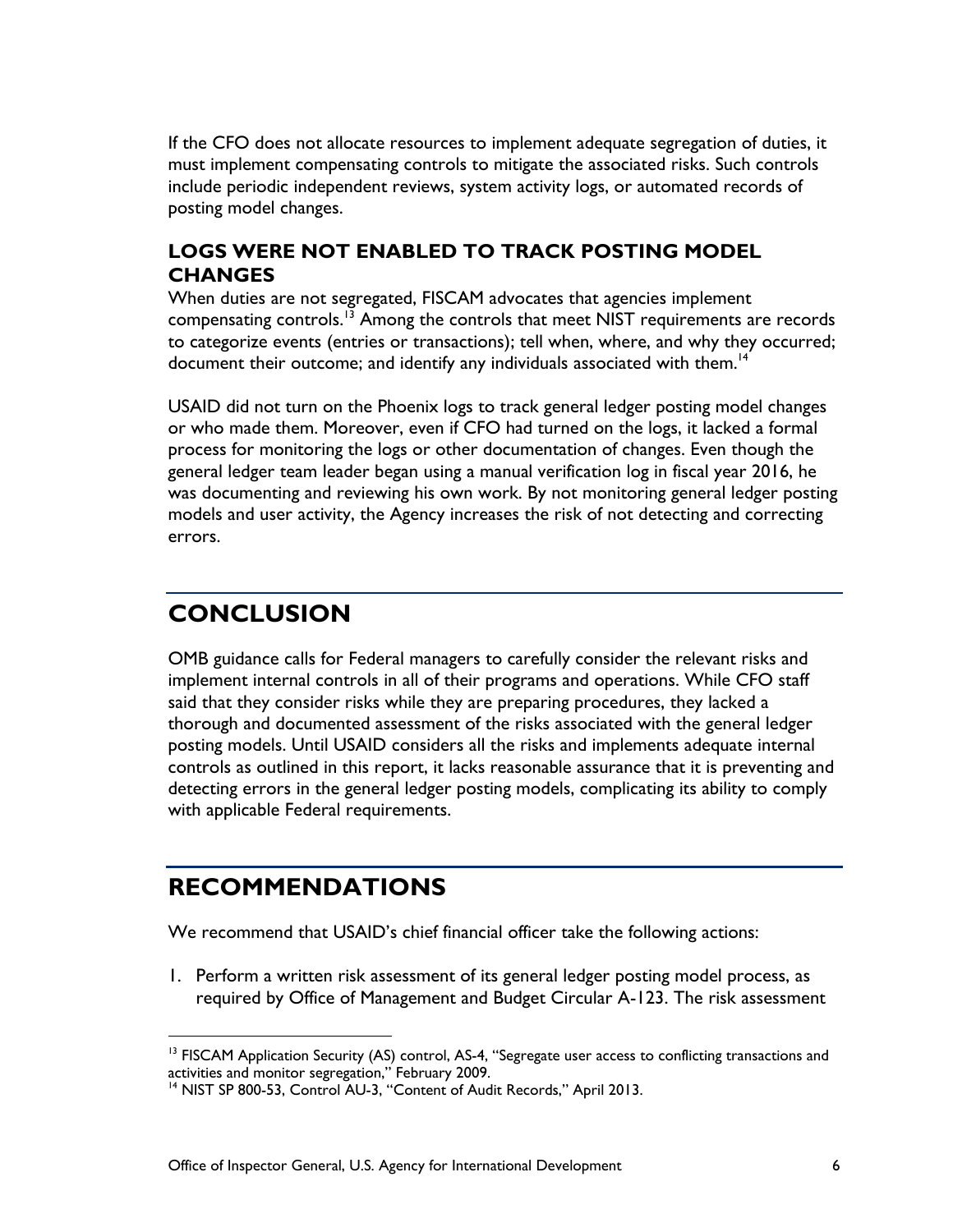If the CFO does not allocate resources to implement adequate segregation of duties, it must implement compensating controls to mitigate the associated risks. Such controls include periodic independent reviews, system activity logs, or automated records of posting model changes.

### LOGS WERE NOT ENABLED TO TRACK POSTING MODEL CHANGES

When duties are not segregated, FISCAM advocates that agencies implement compensating controls.[13] Among the controls that meet NIST requirements are records to categorize events (entries or transactions); tell when, where, and why they occurred; document their outcome; and identify any individuals associated with them.[14]

USAID did not turn on the Phoenix logs to track general ledger posting model changes or who made them. Moreover, even if CFO had turned on the logs, it lacked a formal process for monitoring the logs or other documentation of changes. Even though the general ledger team leader began using a manual verification log in fiscal year 2016, he was documenting and reviewing his own work. By not monitoring general ledger posting models and user activity, the Agency increases the risk of not detecting and correcting errors.

## CONCLUSION

OMB guidance calls for Federal managers to carefully consider the relevant risks and implement internal controls in all of their programs and operations. While CFO staff said that they consider risks while they are preparing procedures, they lacked a thorough and documented assessment of the risks associated with the general ledger posting models. Until USAID considers all the risks and implements adequate internal controls as outlined in this report, it lacks reasonable assurance that it is preventing and detecting errors in the general ledger posting models, complicating its ability to comply with applicable Federal requirements.

## RECOMMENDATIONS

We recommend that USAID's chief financial officer take the following actions:

1. Perform a written risk assessment of its general ledger posting model process, as required by Office of Management and Budget Circular A-123. The risk assessment

---

[13] FISCAM Application Security (AS) control, AS-4, "Segregate user access to conflicting transactions and activities and monitor segregation," February 2009.

[14] NIST SP 800-53, Control AU-3, "Content of Audit Records," April 2013.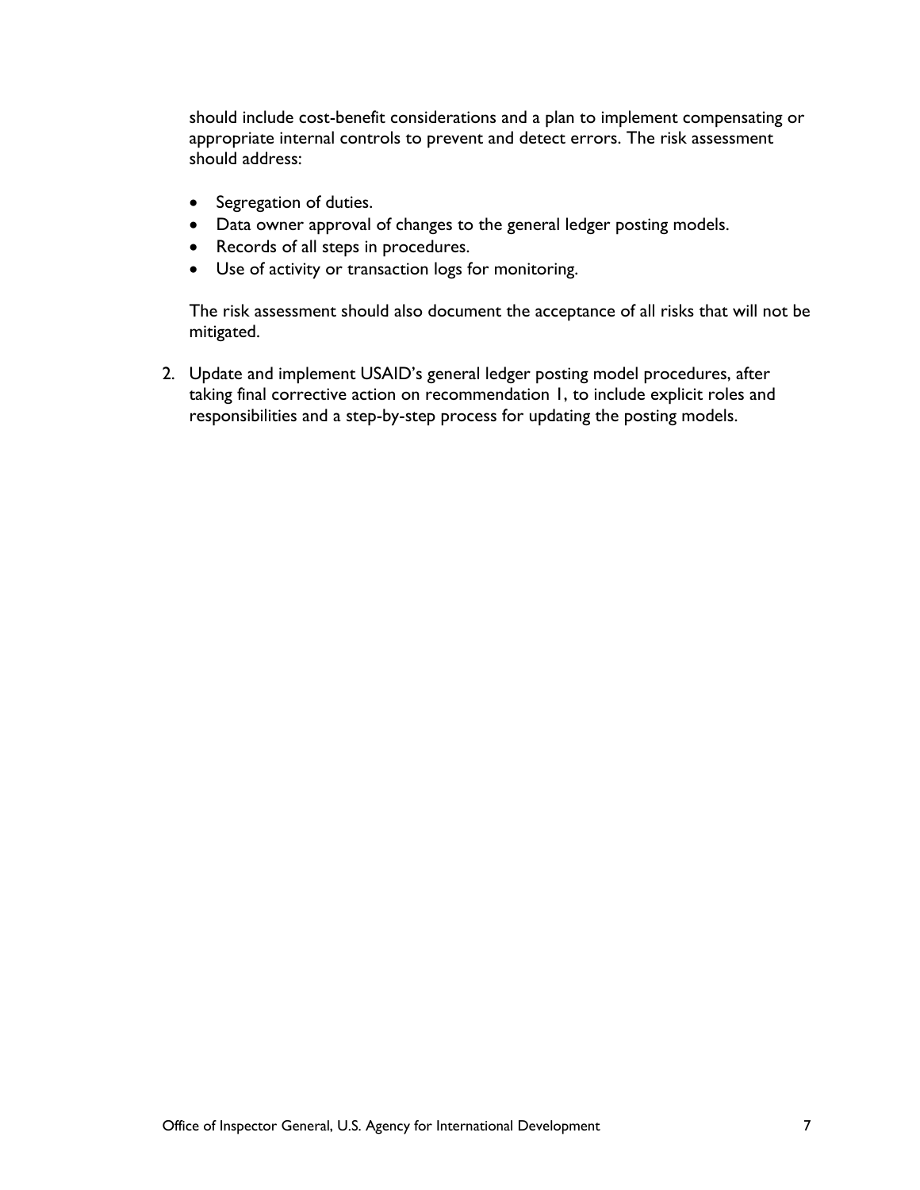should include cost-benefit considerations and a plan to implement compensating or appropriate internal controls to prevent and detect errors. The risk assessment should address:

- Segregation of duties.
- Data owner approval of changes to the general ledger posting models.
- Records of all steps in procedures.
- Use of activity or transaction logs for monitoring.

The risk assessment should also document the acceptance of all risks that will not be mitigated.

2. Update and implement USAID's general ledger posting model procedures, after taking final corrective action on recommendation 1, to include explicit roles and responsibilities and a step-by-step process for updating the posting models.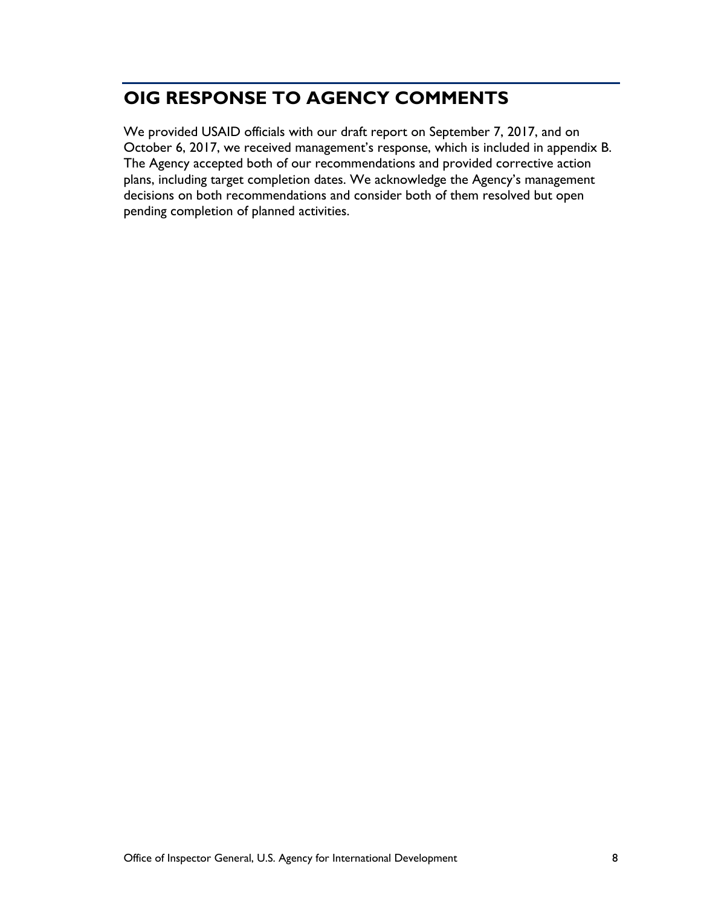# OIG RESPONSE TO AGENCY COMMENTS

We provided USAID officials with our draft report on September 7, 2017, and on October 6, 2017, we received management's response, which is included in appendix B. The Agency accepted both of our recommendations and provided corrective action plans, including target completion dates. We acknowledge the Agency's management decisions on both recommendations and consider both of them resolved but open pending completion of planned activities.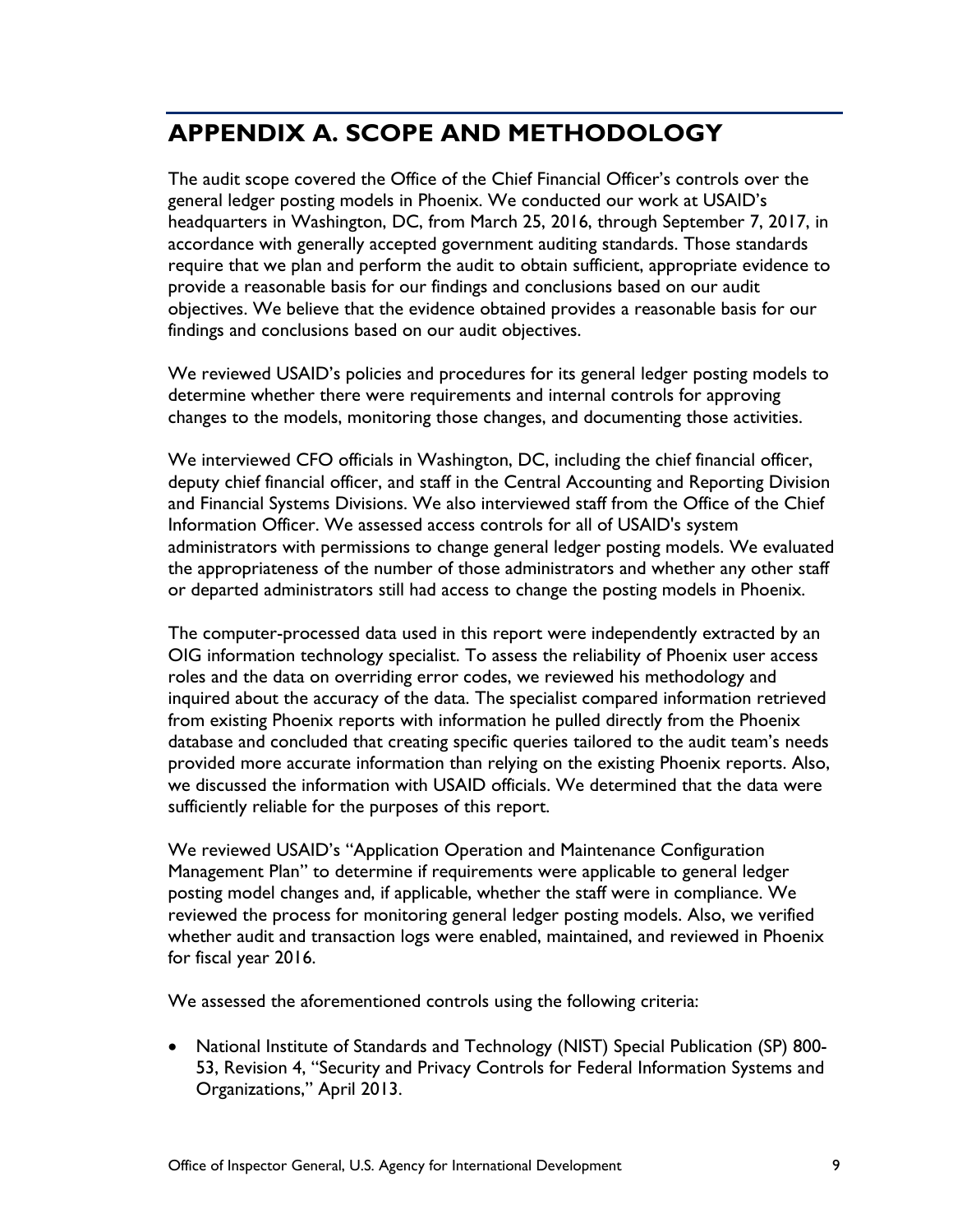# APPENDIX A. SCOPE AND METHODOLOGY

The audit scope covered the Office of the Chief Financial Officer's controls over the general ledger posting models in Phoenix. We conducted our work at USAID's headquarters in Washington, DC, from March 25, 2016, through September 7, 2017, in accordance with generally accepted government auditing standards. Those standards require that we plan and perform the audit to obtain sufficient, appropriate evidence to provide a reasonable basis for our findings and conclusions based on our audit objectives. We believe that the evidence obtained provides a reasonable basis for our findings and conclusions based on our audit objectives.

We reviewed USAID's policies and procedures for its general ledger posting models to determine whether there were requirements and internal controls for approving changes to the models, monitoring those changes, and documenting those activities.

We interviewed CFO officials in Washington, DC, including the chief financial officer, deputy chief financial officer, and staff in the Central Accounting and Reporting Division and Financial Systems Divisions. We also interviewed staff from the Office of the Chief Information Officer. We assessed access controls for all of USAID's system administrators with permissions to change general ledger posting models. We evaluated the appropriateness of the number of those administrators and whether any other staff or departed administrators still had access to change the posting models in Phoenix.

The computer-processed data used in this report were independently extracted by an OIG information technology specialist. To assess the reliability of Phoenix user access roles and the data on overriding error codes, we reviewed his methodology and inquired about the accuracy of the data. The specialist compared information retrieved from existing Phoenix reports with information he pulled directly from the Phoenix database and concluded that creating specific queries tailored to the audit team's needs provided more accurate information than relying on the existing Phoenix reports. Also, we discussed the information with USAID officials. We determined that the data were sufficiently reliable for the purposes of this report.

We reviewed USAID's "Application Operation and Maintenance Configuration Management Plan" to determine if requirements were applicable to general ledger posting model changes and, if applicable, whether the staff were in compliance. We reviewed the process for monitoring general ledger posting models. Also, we verified whether audit and transaction logs were enabled, maintained, and reviewed in Phoenix for fiscal year 2016.

We assessed the aforementioned controls using the following criteria:

- National Institute of Standards and Technology (NIST) Special Publication (SP) 800-53, Revision 4, "Security and Privacy Controls for Federal Information Systems and Organizations," April 2013.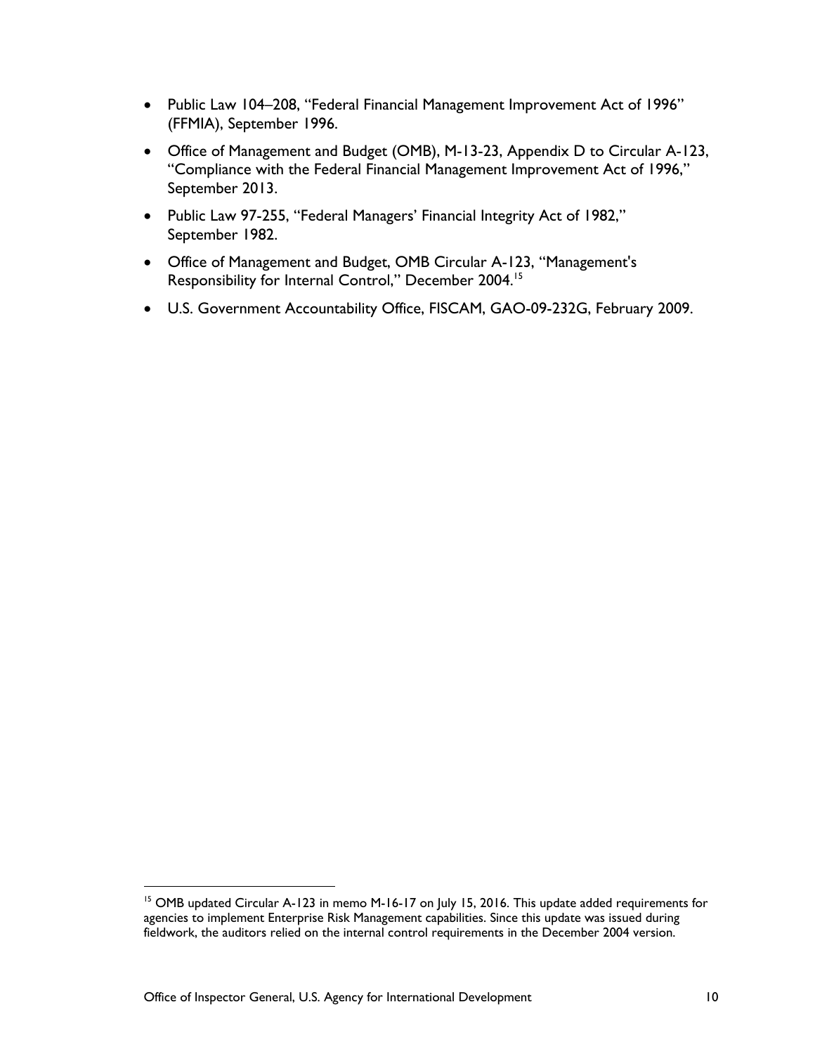- Public Law 104–208, "Federal Financial Management Improvement Act of 1996" (FFMIA), September 1996.
- Office of Management and Budget (OMB), M-13-23, Appendix D to Circular A-123, "Compliance with the Federal Financial Management Improvement Act of 1996," September 2013.
- Public Law 97-255, "Federal Managers' Financial Integrity Act of 1982," September 1982.
- Office of Management and Budget, OMB Circular A-123, "Management's Responsibility for Internal Control," December 2004.[15]
- U.S. Government Accountability Office, FISCAM, GAO-09-232G, February 2009.

[15] OMB updated Circular A-123 in memo M-16-17 on July 15, 2016. This update added requirements for agencies to implement Enterprise Risk Management capabilities. Since this update was issued during fieldwork, the auditors relied on the internal control requirements in the December 2004 version.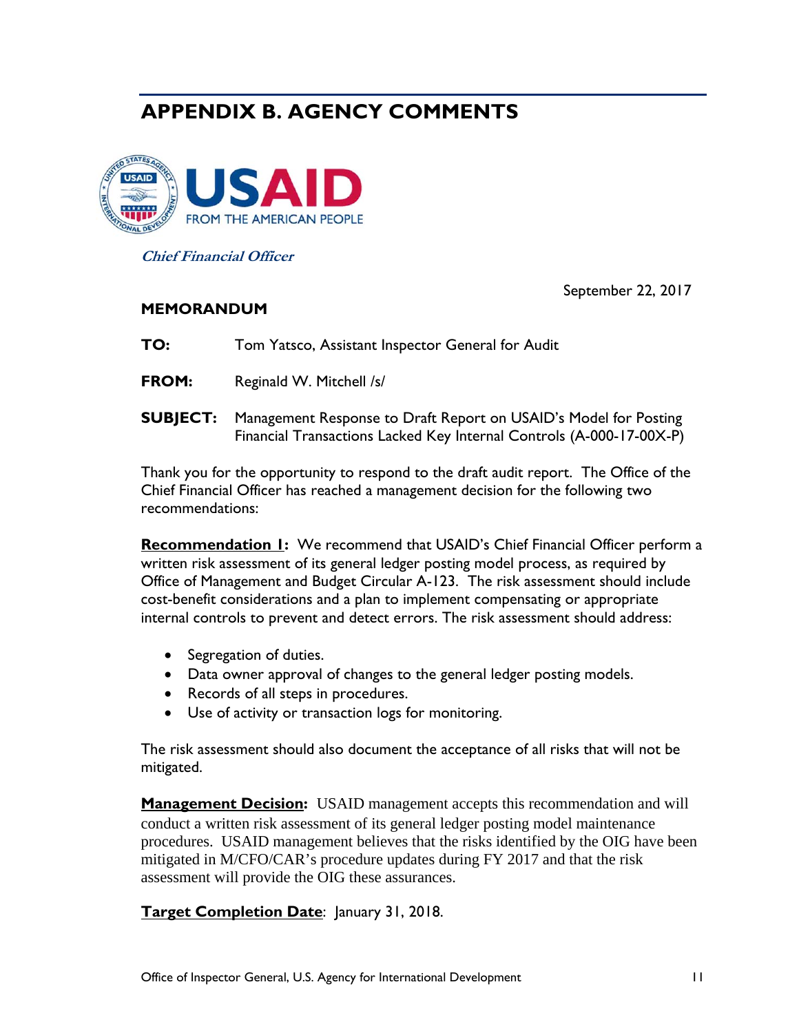# APPENDIX B. AGENCY COMMENTS

USAID
FROM THE AMERICAN PEOPLE

*Chief Financial Officer*

September 22, 2017

**MEMORANDUM**

**TO:** Tom Yatsco, Assistant Inspector General for Audit

**FROM:** Reginald W. Mitchell /s/

**SUBJECT:** Management Response to Draft Report on USAID's Model for Posting Financial Transactions Lacked Key Internal Controls (A-000-17-00X-P)

Thank you for the opportunity to respond to the draft audit report. The Office of the Chief Financial Officer has reached a management decision for the following two recommendations:

**Recommendation 1:** We recommend that USAID's Chief Financial Officer perform a written risk assessment of its general ledger posting model process, as required by Office of Management and Budget Circular A-123. The risk assessment should include cost-benefit considerations and a plan to implement compensating or appropriate internal controls to prevent and detect errors. The risk assessment should address:

- Segregation of duties.
- Data owner approval of changes to the general ledger posting models.
- Records of all steps in procedures.
- Use of activity or transaction logs for monitoring.

The risk assessment should also document the acceptance of all risks that will not be mitigated.

**Management Decision:** USAID management accepts this recommendation and will conduct a written risk assessment of its general ledger posting model maintenance procedures. USAID management believes that the risks identified by the OIG have been mitigated in M/CFO/CAR's procedure updates during FY 2017 and that the risk assessment will provide the OIG these assurances.

**Target Completion Date**: January 31, 2018.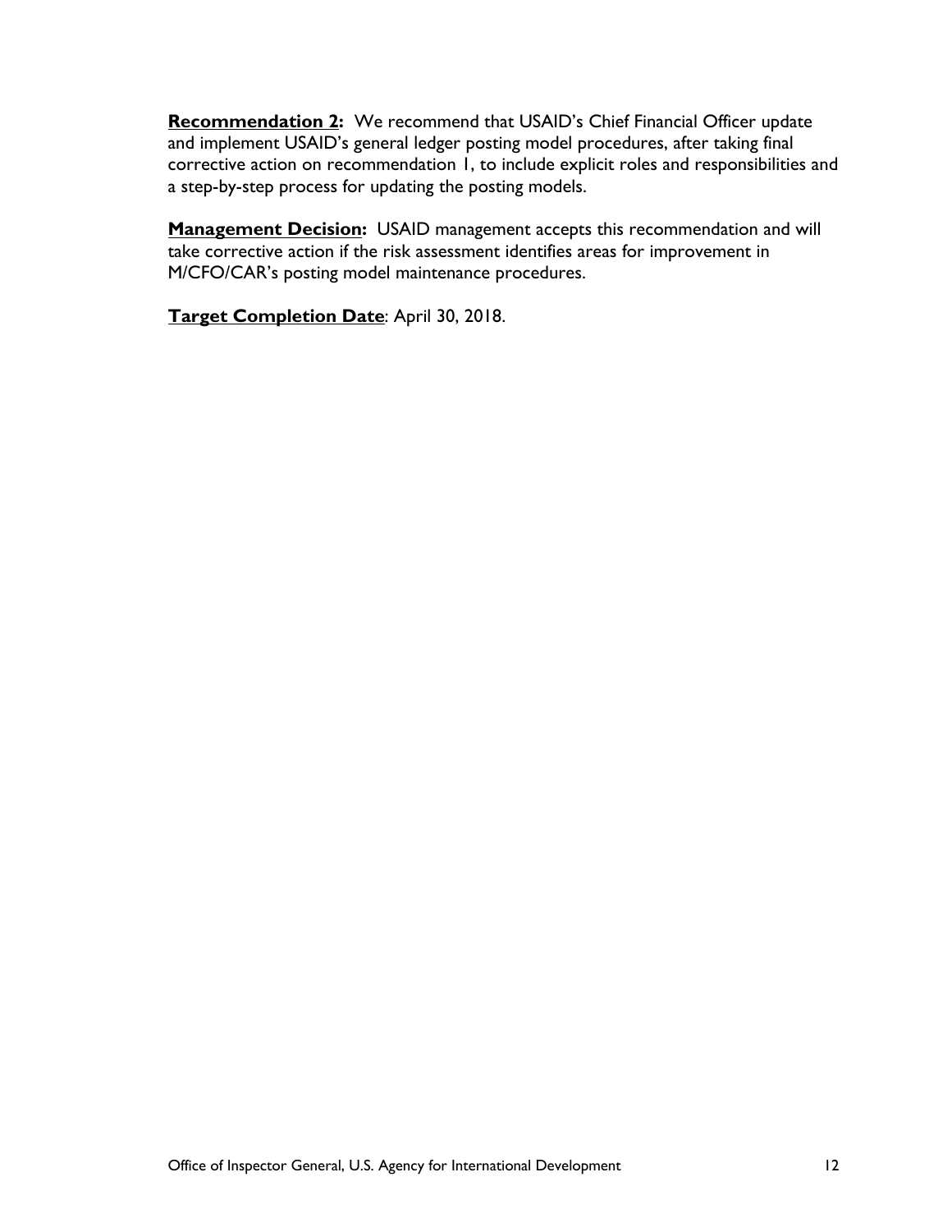**Recommendation 2:** We recommend that USAID's Chief Financial Officer update and implement USAID's general ledger posting model procedures, after taking final corrective action on recommendation 1, to include explicit roles and responsibilities and a step-by-step process for updating the posting models.

**Management Decision:** USAID management accepts this recommendation and will take corrective action if the risk assessment identifies areas for improvement in M/CFO/CAR's posting model maintenance procedures.

**Target Completion Date**: April 30, 2018.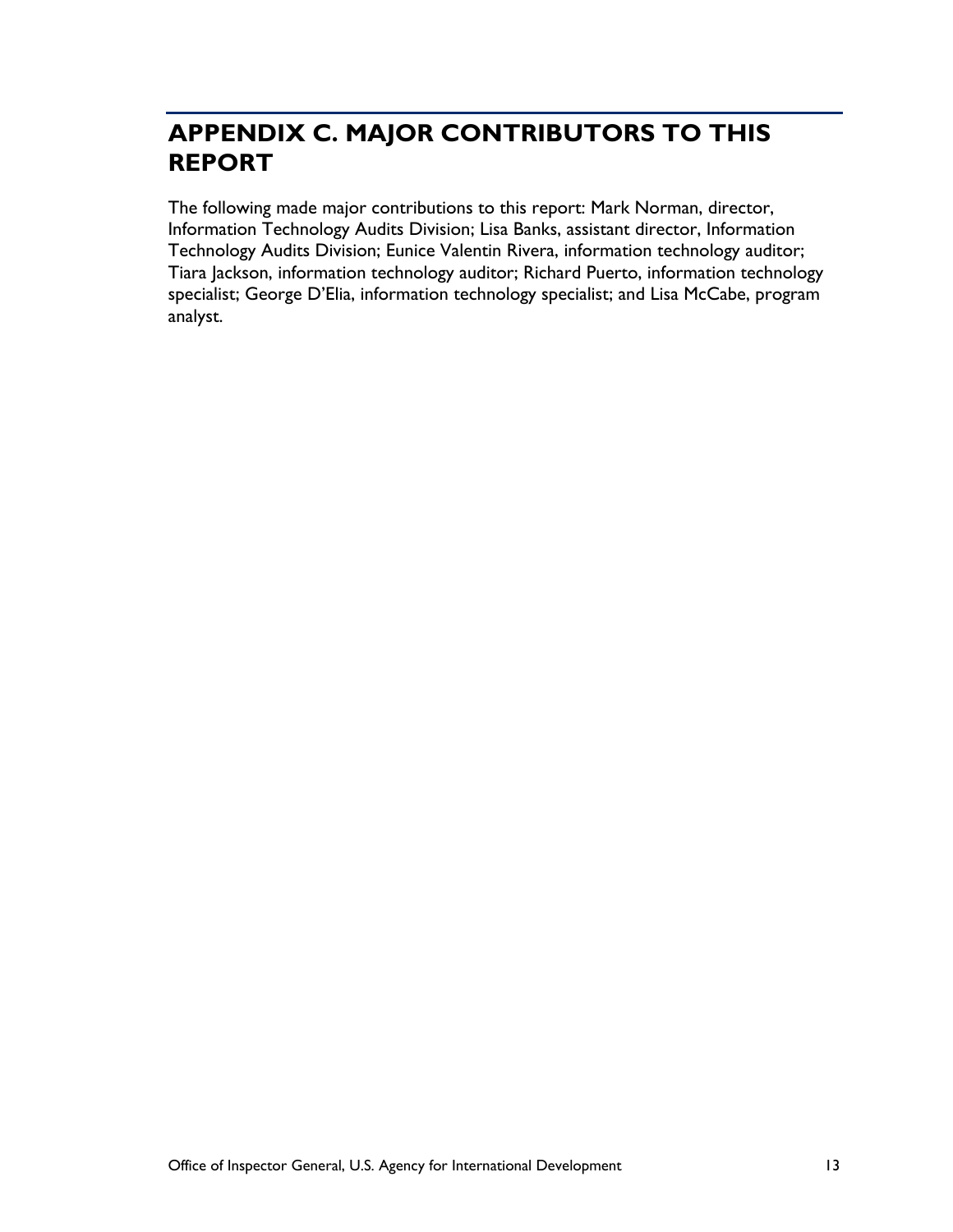## APPENDIX C. MAJOR CONTRIBUTORS TO THIS REPORT

The following made major contributions to this report: Mark Norman, director, Information Technology Audits Division; Lisa Banks, assistant director, Information Technology Audits Division; Eunice Valentin Rivera, information technology auditor; Tiara Jackson, information technology auditor; Richard Puerto, information technology specialist; George D'Elia, information technology specialist; and Lisa McCabe, program analyst.